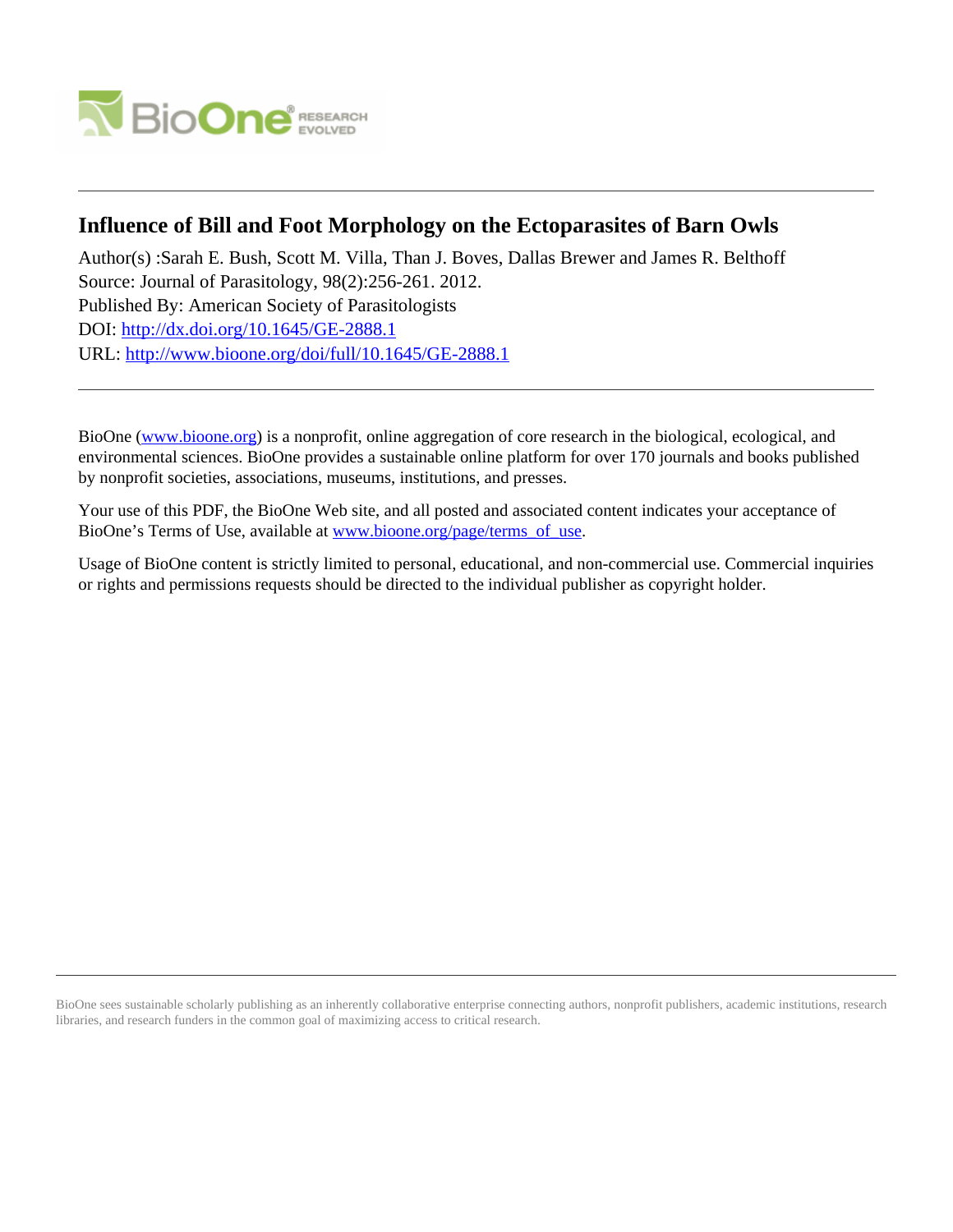# Influence of Bill and Foot Morphology on the Ectoparasites of Barn Owls

Author(s) :Sarah E. Bush, Scott M. Villa, Than J. Boves, Dallas Brewer and James R. Belthoff
Source: Journal of Parasitology, 98(2):256-261. 2012.
Published By: American Society of Parasitologists
DOI: http://dx.doi.org/10.1645/GE-2888.1
URL: http://www.bioone.org/doi/full/10.1645/GE-2888.1

---

BioOne (www.bioone.org) is a nonprofit, online aggregation of core research in the biological, ecological, and environmental sciences. BioOne provides a sustainable online platform for over 170 journals and books published by nonprofit societies, associations, museums, institutions, and presses.

Your use of this PDF, the BioOne Web site, and all posted and associated content indicates your acceptance of BioOne's Terms of Use, available at www.bioone.org/page/terms_of_use.

Usage of BioOne content is strictly limited to personal, educational, and non-commercial use. Commercial inquiries or rights and permissions requests should be directed to the individual publisher as copyright holder.

---

BioOne sees sustainable scholarly publishing as an inherently collaborative enterprise connecting authors, nonprofit publishers, academic institutions, research libraries, and research funders in the common goal of maximizing access to critical research.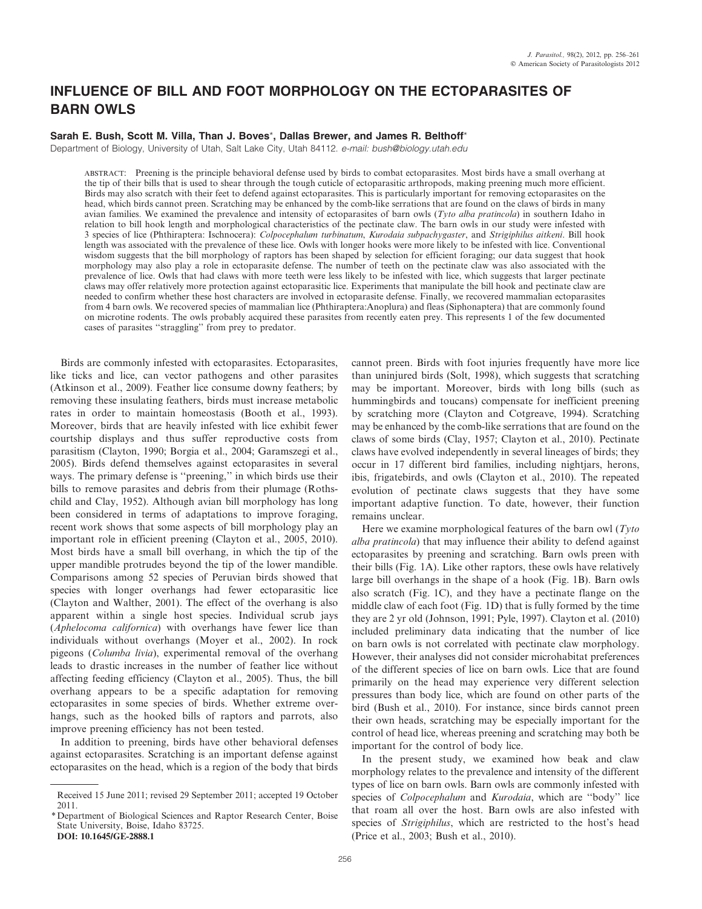# INFLUENCE OF BILL AND FOOT MORPHOLOGY ON THE ECTOPARASITES OF BARN OWLS

**Sarah E. Bush, Scott M. Villa, Than J. Boves\*, Dallas Brewer, and James R. Belthoff\***

Department of Biology, University of Utah, Salt Lake City, Utah 84112. *e-mail: bush@biology.utah.edu*

ABSTRACT: Preening is the principle behavioral defense used by birds to combat ectoparasites. Most birds have a small overhang at the tip of their bills that is used to shear through the tough cuticle of ectoparasitic arthropods, making preening much more efficient. Birds may also scratch with their feet to defend against ectoparasites. This is particularly important for removing ectoparasites on the head, which birds cannot preen. Scratching may be enhanced by the comb-like serrations that are found on the claws of birds in many avian families. We examined the prevalence and intensity of ectoparasites of barn owls (*Tyto alba pratincola*) in southern Idaho in relation to bill hook length and morphological characteristics of the pectinate claw. The barn owls in our study were infested with 3 species of lice (Phthiraptera: Ischnocera): *Colpocephalum turbinatum*, *Kurodaia subpachygaster*, and *Strigiphilus aitkeni*. Bill hook length was associated with the prevalence of these lice. Owls with longer hooks were more likely to be infested with lice. Conventional wisdom suggests that the bill morphology of raptors has been shaped by selection for efficient foraging; our data suggest that hook morphology may also play a role in ectoparasite defense. The number of teeth on the pectinate claw was also associated with the prevalence of lice. Owls that had claws with more teeth were less likely to be infested with lice, which suggests that larger pectinate claws may offer relatively more protection against ectoparasitic lice. Experiments that manipulate the bill hook and pectinate claw are needed to confirm whether these host characters are involved in ectoparasite defense. Finally, we recovered mammalian ectoparasites from 4 barn owls. We recovered species of mammalian lice (Phthiraptera:Anoplura) and fleas (Siphonaptera) that are commonly found on microtine rodents. The owls probably acquired these parasites from recently eaten prey. This represents 1 of the few documented cases of parasites "straggling" from prey to predator.

Birds are commonly infested with ectoparasites. Ectoparasites, like ticks and lice, can vector pathogens and other parasites (Atkinson et al., 2009). Feather lice consume downy feathers; by removing these insulating feathers, birds must increase metabolic rates in order to maintain homeostasis (Booth et al., 1993). Moreover, birds that are heavily infested with lice exhibit fewer courtship displays and thus suffer reproductive costs from parasitism (Clayton, 1990; Borgia et al., 2004; Garamszegi et al., 2005). Birds defend themselves against ectoparasites in several ways. The primary defense is "preening," in which birds use their bills to remove parasites and debris from their plumage (Rothschild and Clay, 1952). Although avian bill morphology has long been considered in terms of adaptations to improve foraging, recent work shows that some aspects of bill morphology play an important role in efficient preening (Clayton et al., 2005, 2010). Most birds have a small bill overhang, in which the tip of the upper mandible protrudes beyond the tip of the lower mandible. Comparisons among 52 species of Peruvian birds showed that species with longer overhangs had fewer ectoparasitic lice (Clayton and Walther, 2001). The effect of the overhang is also apparent within a single host species. Individual scrub jays (*Aphelocoma californica*) with overhangs have fewer lice than individuals without overhangs (Moyer et al., 2002). In rock pigeons (*Columba livia*), experimental removal of the overhang leads to drastic increases in the number of feather lice without affecting feeding efficiency (Clayton et al., 2005). Thus, the bill overhang appears to be a specific adaptation for removing ectoparasites in some species of birds. Whether extreme overhangs, such as the hooked bills of raptors and parrots, also improve preening efficiency has not been tested.

In addition to preening, birds have other behavioral defenses against ectoparasites. Scratching is an important defense against ectoparasites on the head, which is a region of the body that birds cannot preen. Birds with foot injuries frequently have more lice than uninjured birds (Solt, 1998), which suggests that scratching may be important. Moreover, birds with long bills (such as hummingbirds and toucans) compensate for inefficient preening by scratching more (Clayton and Cotgreave, 1994). Scratching may be enhanced by the comb-like serrations that are found on the claws of some birds (Clay, 1957; Clayton et al., 2010). Pectinate claws have evolved independently in several lineages of birds; they occur in 17 different bird families, including nightjars, herons, ibis, frigatebirds, and owls (Clayton et al., 2010). The repeated evolution of pectinate claws suggests that they have some important adaptive function. To date, however, their function remains unclear.

Here we examine morphological features of the barn owl (*Tyto alba pratincola*) that may influence their ability to defend against ectoparasites by preening and scratching. Barn owls preen with their bills (Fig. 1A). Like other raptors, these owls have relatively large bill overhangs in the shape of a hook (Fig. 1B). Barn owls also scratch (Fig. 1C), and they have a pectinate flange on the middle claw of each foot (Fig. 1D) that is fully formed by the time they are 2 yr old (Johnson, 1991; Pyle, 1997). Clayton et al. (2010) included preliminary data indicating that the number of lice on barn owls is not correlated with pectinate claw morphology. However, their analyses did not consider microhabitat preferences of the different species of lice on barn owls. Lice that are found primarily on the head may experience very different selection pressures than body lice, which are found on other parts of the bird (Bush et al., 2010). For instance, since birds cannot preen their own heads, scratching may be especially important for the control of head lice, whereas preening and scratching may both be important for the control of body lice.

In the present study, we examined how beak and claw morphology relates to the prevalence and intensity of the different types of lice on barn owls. Barn owls are commonly infested with species of *Colpocephalum* and *Kurodaia*, which are "body" lice that roam all over the host. Barn owls are also infested with species of *Strigiphilus*, which are restricted to the host's head (Price et al., 2003; Bush et al., 2010).

Received 15 June 2011; revised 29 September 2011; accepted 19 October 2011.

\* Department of Biological Sciences and Raptor Research Center, Boise State University, Boise, Idaho 83725.

**DOI: 10.1645/GE-2888.1**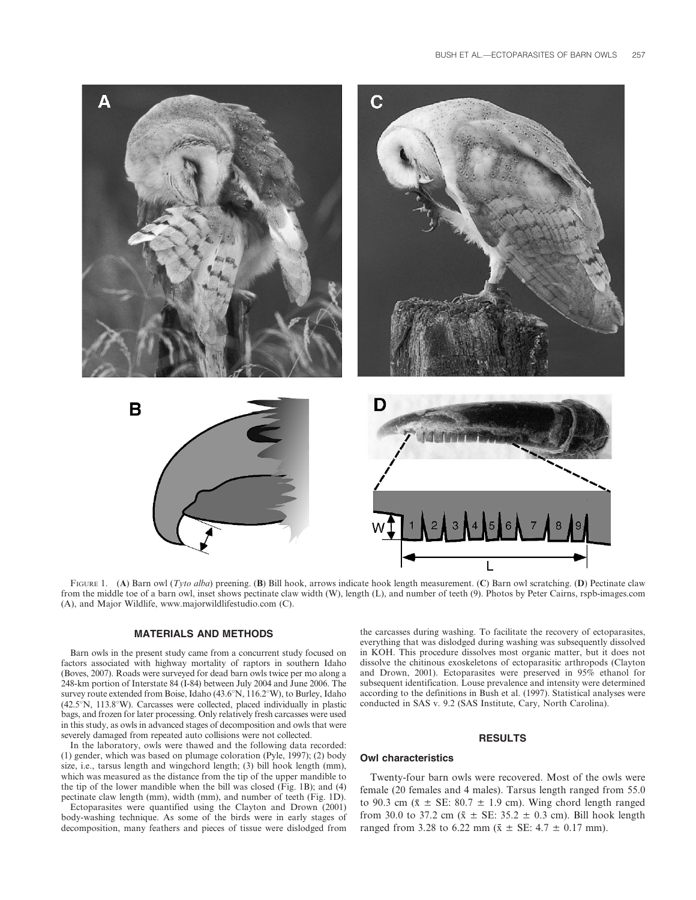FIGURE 1. (**A**) Barn owl (*Tyto alba*) preening. (**B**) Bill hook, arrows indicate hook length measurement. (**C**) Barn owl scratching. (**D**) Pectinate claw from the middle toe of a barn owl, inset shows pectinate claw width (W), length (L), and number of teeth (9). Photos by Peter Cairns, rspb-images.com (A), and Major Wildlife, www.majorwildlifestudio.com (C).

## MATERIALS AND METHODS

Barn owls in the present study came from a concurrent study focused on factors associated with highway mortality of raptors in southern Idaho (Boves, 2007). Roads were surveyed for dead barn owls twice per mo along a 248-km portion of Interstate 84 (I-84) between July 2004 and June 2006. The survey route extended from Boise, Idaho (43.6°N, 116.2°W), to Burley, Idaho (42.5°N, 113.8°W). Carcasses were collected, placed individually in plastic bags, and frozen for later processing. Only relatively fresh carcasses were used in this study, as owls in advanced stages of decomposition and owls that were severely damaged from repeated auto collisions were not collected.

In the laboratory, owls were thawed and the following data recorded: (1) gender, which was based on plumage coloration (Pyle, 1997); (2) body size, i.e., tarsus length and wingchord length; (3) bill hook length (mm), which was measured as the distance from the tip of the upper mandible to the tip of the lower mandible when the bill was closed (Fig. 1B); and (4) pectinate claw length (mm), width (mm), and number of teeth (Fig. 1D).

Ectoparasites were quantified using the Clayton and Drown (2001) body-washing technique. As some of the birds were in early stages of decomposition, many feathers and pieces of tissue were dislodged from the carcasses during washing. To facilitate the recovery of ectoparasites, everything that was dislodged during washing was subsequently dissolved in KOH. This procedure dissolves most organic matter, but it does not dissolve the chitinous exoskeletons of ectoparasitic arthropods (Clayton and Drown, 2001). Ectoparasites were preserved in 95% ethanol for subsequent identification. Louse prevalence and intensity were determined according to the definitions in Bush et al. (1997). Statistical analyses were conducted in SAS v. 9.2 (SAS Institute, Cary, North Carolina).

## RESULTS

### Owl characteristics

Twenty-four barn owls were recovered. Most of the owls were female (20 females and 4 males). Tarsus length ranged from 55.0 to 90.3 cm ($\bar{x} \pm$ SE: 80.7 $\pm$ 1.9 cm). Wing chord length ranged from 30.0 to 37.2 cm ($\bar{x} \pm$ SE: 35.2 $\pm$ 0.3 cm). Bill hook length ranged from 3.28 to 6.22 mm ($\bar{x} \pm$ SE: 4.7 $\pm$ 0.17 mm).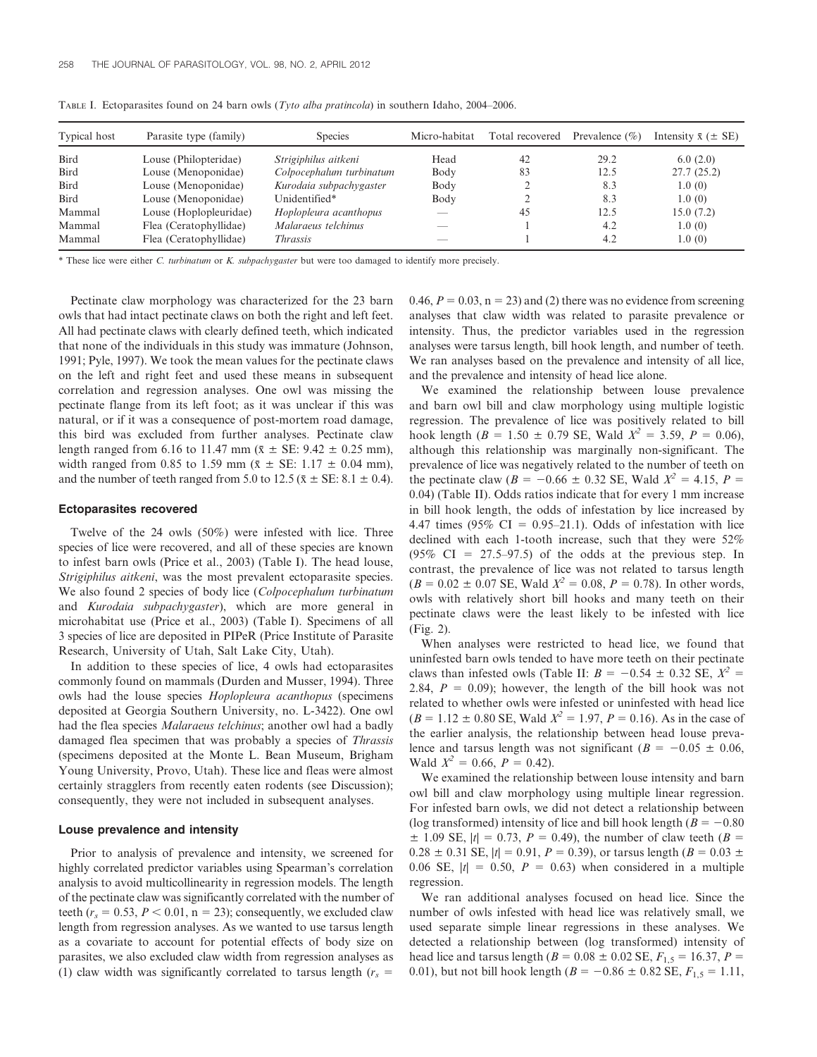TABLE I. Ectoparasites found on 24 barn owls (*Tyto alba pratincola*) in southern Idaho, 2004–2006.

| Typical host | Parasite type (family) | Species | Micro-habitat | Total recovered | Prevalence (%) | Intensity $\bar{x}$ ($\pm$ SE) |
|---|---|---|---|---|---|---|
| Bird | Louse (Philopteridae) | *Strigiphilus aitkeni* | Head | 42 | 29.2 | 6.0 (2.0) |
| Bird | Louse (Menoponidae) | *Colpocephalum turbinatum* | Body | 83 | 12.5 | 27.7 (25.2) |
| Bird | Louse (Menoponidae) | *Kurodaia subpachygaster* | Body | 2 | 8.3 | 1.0 (0) |
| Bird | Louse (Menoponidae) | Unidentified* | Body | 2 | 8.3 | 1.0 (0) |
| Mammal | Louse (Hoplopleuridae) | *Hoplopleura acanthopus* | — | 45 | 12.5 | 15.0 (7.2) |
| Mammal | Flea (Ceratophyllidae) | *Malaraeus telchinus* | — | 1 | 4.2 | 1.0 (0) |
| Mammal | Flea (Ceratophyllidae) | *Thrassis* | — | 1 | 4.2 | 1.0 (0) |

* These lice were either *C. turbinatum* or *K. subpachygaster* but were too damaged to identify more precisely.

Pectinate claw morphology was characterized for the 23 barn owls that had intact pectinate claws on both the right and left feet. All had pectinate claws with clearly defined teeth, which indicated that none of the individuals in this study was immature (Johnson, 1991; Pyle, 1997). We took the mean values for the pectinate claws on the left and right feet and used these means in subsequent correlation and regression analyses. One owl was missing the pectinate flange from its left foot; as it was unclear if this was natural, or if it was a consequence of post-mortem road damage, this bird was excluded from further analyses. Pectinate claw length ranged from 6.16 to 11.47 mm ($\bar{x} \pm$ SE: 9.42 $\pm$ 0.25 mm), width ranged from 0.85 to 1.59 mm ($\bar{x} \pm$ SE: 1.17 $\pm$ 0.04 mm), and the number of teeth ranged from 5.0 to 12.5 ($\bar{x} \pm$ SE: 8.1 $\pm$ 0.4).

### Ectoparasites recovered

Twelve of the 24 owls (50%) were infested with lice. Three species of lice were recovered, and all of these species are known to infest barn owls (Price et al., 2003) (Table I). The head louse, *Strigiphilus aitkeni*, was the most prevalent ectoparasite species. We also found 2 species of body lice (*Colpocephalum turbinatum* and *Kurodaia subpachygaster*), which are more general in microhabitat use (Price et al., 2003) (Table I). Specimens of all 3 species of lice are deposited in PIPeR (Price Institute of Parasite Research, University of Utah, Salt Lake City, Utah).

In addition to these species of lice, 4 owls had ectoparasites commonly found on mammals (Durden and Musser, 1994). Three owls had the louse species *Hoplopleura acanthopus* (specimens deposited at Georgia Southern University, no. L-3422). One owl had the flea species *Malaraeus telchinus*; another owl had a badly damaged flea specimen that was probably a species of *Thrassis* (specimens deposited at the Monte L. Bean Museum, Brigham Young University, Provo, Utah). These lice and fleas were almost certainly stragglers from recently eaten rodents (see Discussion); consequently, they were not included in subsequent analyses.

### Louse prevalence and intensity

Prior to analysis of prevalence and intensity, we screened for highly correlated predictor variables using Spearman's correlation analysis to avoid multicollinearity in regression models. The length of the pectinate claw was significantly correlated with the number of teeth ($r_s = 0.53$, $P < 0.01$, n = 23); consequently, we excluded claw length from regression analyses. As we wanted to use tarsus length as a covariate to account for potential effects of body size on parasites, we also excluded claw width from regression analyses as (1) claw width was significantly correlated to tarsus length ($r_s = 0.46$, $P = 0.03$, n = 23) and (2) there was no evidence from screening analyses that claw width was related to parasite prevalence or intensity. Thus, the predictor variables used in the regression analyses were tarsus length, bill hook length, and number of teeth. We ran analyses based on the prevalence and intensity of all lice, and the prevalence and intensity of head lice alone.

We examined the relationship between louse prevalence and barn owl bill and claw morphology using multiple logistic regression. The prevalence of lice was positively related to bill hook length ($B = 1.50 \pm 0.79$ SE, Wald $X^2 = 3.59$, $P = 0.06$), although this relationship was marginally non-significant. The prevalence of lice was negatively related to the number of teeth on the pectinate claw ($B = -0.66 \pm 0.32$ SE, Wald $X^2 = 4.15$, $P = 0.04$) (Table II). Odds ratios indicate that for every 1 mm increase in bill hook length, the odds of infestation by lice increased by 4.47 times (95% CI = 0.95–21.1). Odds of infestation with lice declined with each 1-tooth increase, such that they were 52% (95% CI = 27.5–97.5) of the odds at the previous step. In contrast, the prevalence of lice was not related to tarsus length ($B = 0.02 \pm 0.07$ SE, Wald $X^2 = 0.08$, $P = 0.78$). In other words, owls with relatively short bill hooks and many teeth on their pectinate claws were the least likely to be infested with lice (Fig. 2).

When analyses were restricted to head lice, we found that uninfested barn owls tended to have more teeth on their pectinate claws than infested owls (Table II: $B = -0.54 \pm 0.32$ SE, $X^2 = 2.84$, $P = 0.09$); however, the length of the bill hook was not related to whether owls were infested or uninfested with head lice ($B = 1.12 \pm 0.80$ SE, Wald $X^2 = 1.97$, $P = 0.16$). As in the case of the earlier analysis, the relationship between head louse prevalence and tarsus length was not significant ($B = -0.05 \pm 0.06$, Wald $X^2 = 0.66$, $P = 0.42$).

We examined the relationship between louse intensity and barn owl bill and claw morphology using multiple linear regression. For infested barn owls, we did not detect a relationship between (log transformed) intensity of lice and bill hook length ($B = -0.80 \pm 1.09$ SE, $|t| = 0.73$, $P = 0.49$), the number of claw teeth ($B = 0.28 \pm 0.31$ SE, $|t| = 0.91$, $P = 0.39$), or tarsus length ($B = 0.03 \pm 0.06$ SE, $|t| = 0.50$, $P = 0.63$) when considered in a multiple regression.

We ran additional analyses focused on head lice. Since the number of owls infested with head lice was relatively small, we used separate simple linear regressions in these analyses. We detected a relationship between (log transformed) intensity of head lice and tarsus length ($B = 0.08 \pm 0.02$ SE, $F_{1,5} = 16.37$, $P = 0.01$), but not bill hook length ($B = -0.86 \pm 0.82$ SE, $F_{1,5} = 1.11$,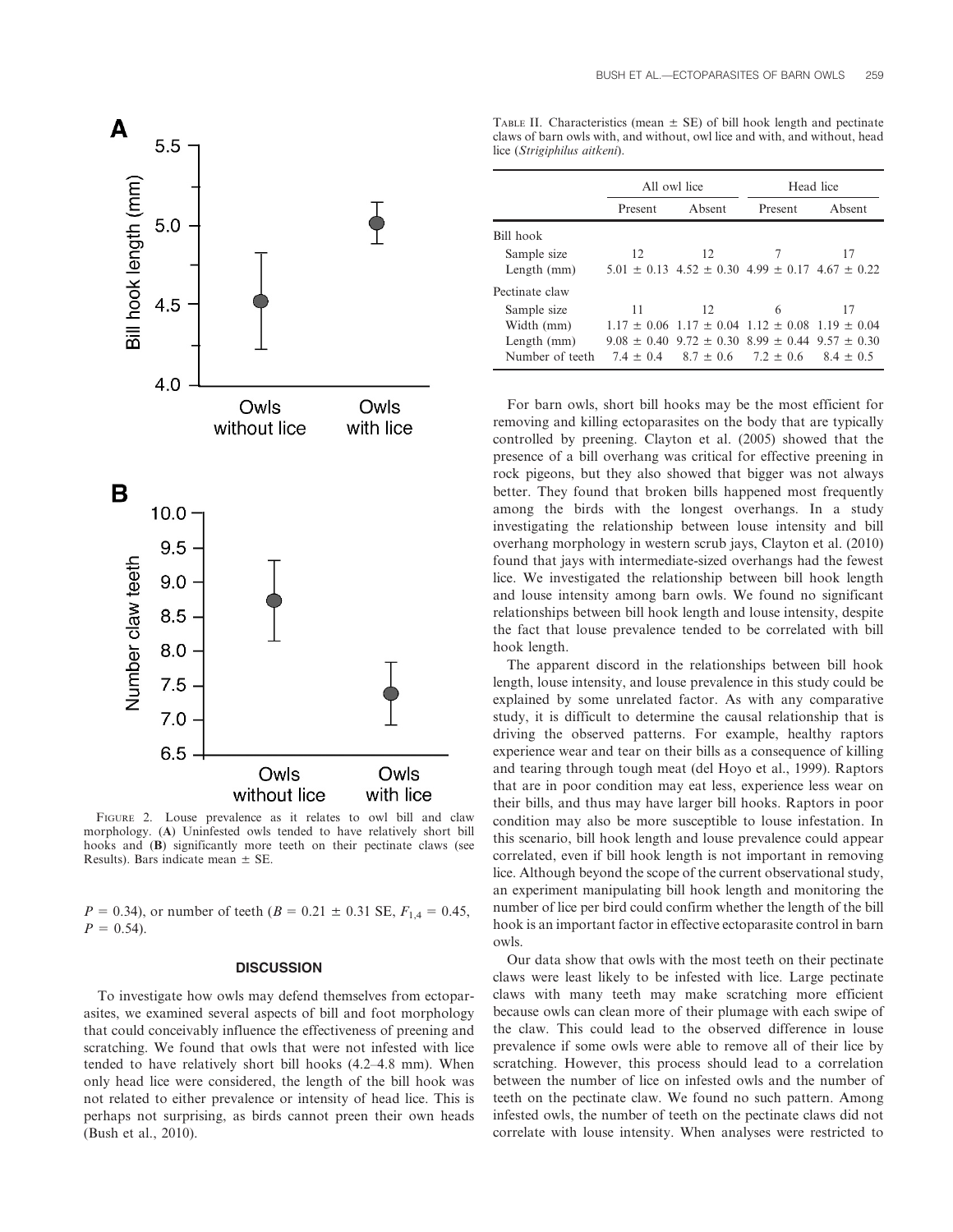A

5.5

5.0

4.5

4.0

Bill hook length (mm)

Owls without lice

Owls with lice

B

10.0

9.5

9.0

8.5

8.0

7.5

7.0

6.5

Number claw teeth

Owls without lice

Owls with lice

FIGURE 2. Louse prevalence as it relates to owl bill and claw morphology. (**A**) Uninfested owls tended to have relatively short bill hooks and (**B**) significantly more teeth on their pectinate claws (see Results). Bars indicate mean ± SE.

$P = 0.34$), or number of teeth ($B = 0.21 \pm 0.31$ SE, $F_{1,4} = 0.45$, $P = 0.54$).

## DISCUSSION

To investigate how owls may defend themselves from ectoparasites, we examined several aspects of bill and foot morphology that could conceivably influence the effectiveness of preening and scratching. We found that owls that were not infested with lice tended to have relatively short bill hooks (4.2–4.8 mm). When only head lice were considered, the length of the bill hook was not related to either prevalence or intensity of head lice. This is perhaps not surprising, as birds cannot preen their own heads (Bush et al., 2010).

TABLE II. Characteristics (mean ± SE) of bill hook length and pectinate claws of barn owls with, and without, owl lice and with, and without, head lice (*Strigiphilus aitkeni*).

| | All owl lice | | Head lice | |
|---|---|---|---|---|
| | Present | Absent | Present | Absent |
| Bill hook | | | | |
| Sample size | 12 | 12 | 7 | 17 |
| Length (mm) | 5.01 ± 0.13 | 4.52 ± 0.30 | 4.99 ± 0.17 | 4.67 ± 0.22 |
| Pectinate claw | | | | |
| Sample size | 11 | 12 | 6 | 17 |
| Width (mm) | 1.17 ± 0.06 | 1.17 ± 0.04 | 1.12 ± 0.08 | 1.19 ± 0.04 |
| Length (mm) | 9.08 ± 0.40 | 9.72 ± 0.30 | 8.99 ± 0.44 | 9.57 ± 0.30 |
| Number of teeth | 7.4 ± 0.4 | 8.7 ± 0.6 | 7.2 ± 0.6 | 8.4 ± 0.5 |

For barn owls, short bill hooks may be the most efficient for removing and killing ectoparasites on the body that are typically controlled by preening. Clayton et al. (2005) showed that the presence of a bill overhang was critical for effective preening in rock pigeons, but they also showed that bigger was not always better. They found that broken bills happened most frequently among the birds with the longest overhangs. In a study investigating the relationship between louse intensity and bill overhang morphology in western scrub jays, Clayton et al. (2010) found that jays with intermediate-sized overhangs had the fewest lice. We investigated the relationship between bill hook length and louse intensity among barn owls. We found no significant relationships between bill hook length and louse intensity, despite the fact that louse prevalence tended to be correlated with bill hook length.

The apparent discord in the relationships between bill hook length, louse intensity, and louse prevalence in this study could be explained by some unrelated factor. As with any comparative study, it is difficult to determine the causal relationship that is driving the observed patterns. For example, healthy raptors experience wear and tear on their bills as a consequence of killing and tearing through tough meat (del Hoyo et al., 1999). Raptors that are in poor condition may eat less, experience less wear on their bills, and thus may have larger bill hooks. Raptors in poor condition may also be more susceptible to louse infestation. In this scenario, bill hook length and louse prevalence could appear correlated, even if bill hook length is not important in removing lice. Although beyond the scope of the current observational study, an experiment manipulating bill hook length and monitoring the number of lice per bird could confirm whether the length of the bill hook is an important factor in effective ectoparasite control in barn owls.

Our data show that owls with the most teeth on their pectinate claws were least likely to be infested with lice. Large pectinate claws with many teeth may make scratching more efficient because owls can clean more of their plumage with each swipe of the claw. This could lead to the observed difference in louse prevalence if some owls were able to remove all of their lice by scratching. However, this process should lead to a correlation between the number of lice on infested owls and the number of teeth on the pectinate claw. We found no such pattern. Among infested owls, the number of teeth on the pectinate claws did not correlate with louse intensity. When analyses were restricted to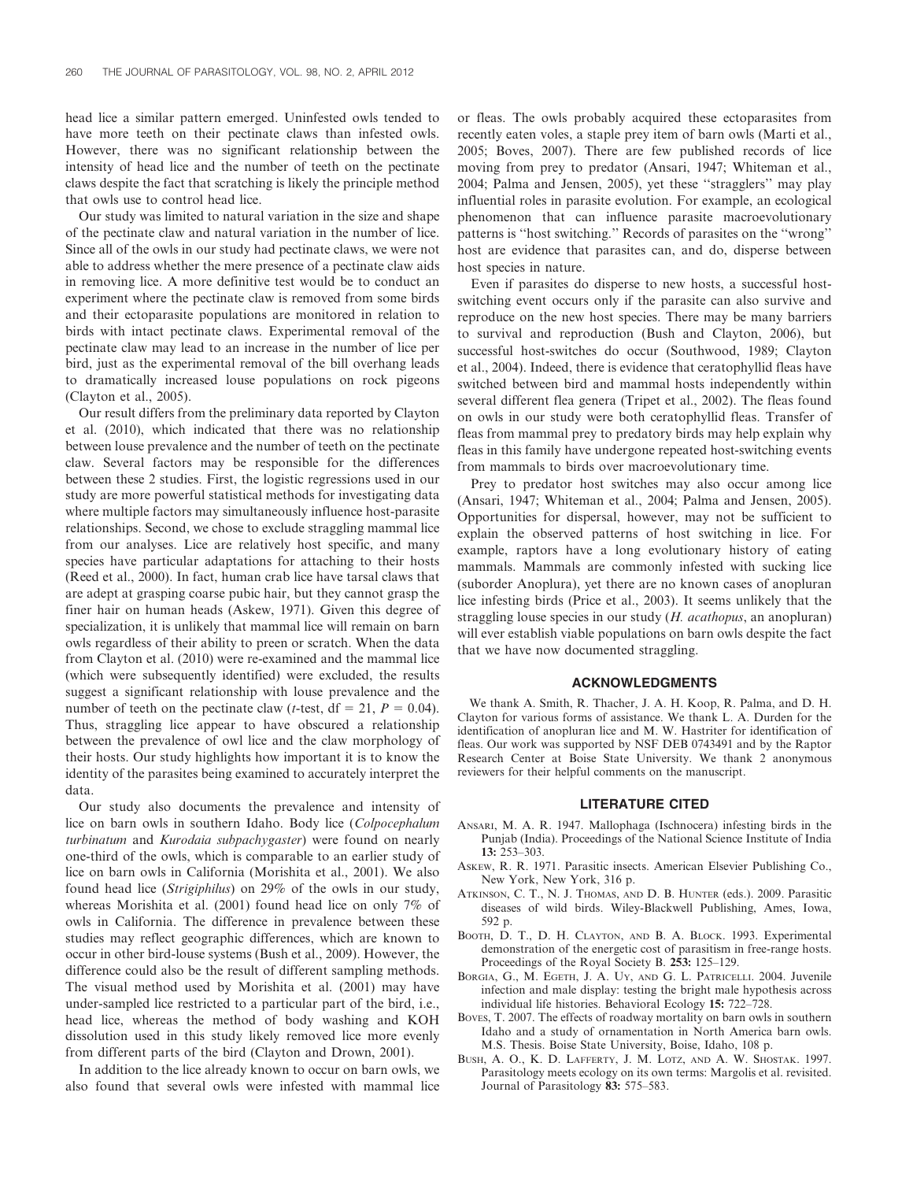head lice a similar pattern emerged. Uninfested owls tended to have more teeth on their pectinate claws than infested owls. However, there was no significant relationship between the intensity of head lice and the number of teeth on the pectinate claws despite the fact that scratching is likely the principle method that owls use to control head lice.

Our study was limited to natural variation in the size and shape of the pectinate claw and natural variation in the number of lice. Since all of the owls in our study had pectinate claws, we were not able to address whether the mere presence of a pectinate claw aids in removing lice. A more definitive test would be to conduct an experiment where the pectinate claw is removed from some birds and their ectoparasite populations are monitored in relation to birds with intact pectinate claws. Experimental removal of the pectinate claw may lead to an increase in the number of lice per bird, just as the experimental removal of the bill overhang leads to dramatically increased louse populations on rock pigeons (Clayton et al., 2005).

Our result differs from the preliminary data reported by Clayton et al. (2010), which indicated that there was no relationship between louse prevalence and the number of teeth on the pectinate claw. Several factors may be responsible for the differences between these 2 studies. First, the logistic regressions used in our study are more powerful statistical methods for investigating data where multiple factors may simultaneously influence host-parasite relationships. Second, we chose to exclude straggling mammal lice from our analyses. Lice are relatively host specific, and many species have particular adaptations for attaching to their hosts (Reed et al., 2000). In fact, human crab lice have tarsal claws that are adept at grasping coarse pubic hair, but they cannot grasp the finer hair on human heads (Askew, 1971). Given this degree of specialization, it is unlikely that mammal lice will remain on barn owls regardless of their ability to preen or scratch. When the data from Clayton et al. (2010) were re-examined and the mammal lice (which were subsequently identified) were excluded, the results suggest a significant relationship with louse prevalence and the number of teeth on the pectinate claw ($t$-test, df = 21, $P = 0.04$). Thus, straggling lice appear to have obscured a relationship between the prevalence of owl lice and the claw morphology of their hosts. Our study highlights how important it is to know the identity of the parasites being examined to accurately interpret the data.

Our study also documents the prevalence and intensity of lice on barn owls in southern Idaho. Body lice (*Colpocephalum turbinatum* and *Kurodaia subpachygaster*) were found on nearly one-third of the owls, which is comparable to an earlier study of lice on barn owls in California (Morishita et al., 2001). We also found head lice (*Strigiphilus*) on 29% of the owls in our study, whereas Morishita et al. (2001) found head lice on only 7% of owls in California. The difference in prevalence between these studies may reflect geographic differences, which are known to occur in other bird-louse systems (Bush et al., 2009). However, the difference could also be the result of different sampling methods. The visual method used by Morishita et al. (2001) may have under-sampled lice restricted to a particular part of the bird, i.e., head lice, whereas the method of body washing and KOH dissolution used in this study likely removed lice more evenly from different parts of the bird (Clayton and Drown, 2001).

In addition to the lice already known to occur on barn owls, we also found that several owls were infested with mammal lice or fleas. The owls probably acquired these ectoparasites from recently eaten voles, a staple prey item of barn owls (Marti et al., 2005; Boves, 2007). There are few published records of lice moving from prey to predator (Ansari, 1947; Whiteman et al., 2004; Palma and Jensen, 2005), yet these "stragglers" may play influential roles in parasite evolution. For example, an ecological phenomenon that can influence parasite macroevolutionary patterns is "host switching." Records of parasites on the "wrong" host are evidence that parasites can, and do, disperse between host species in nature.

Even if parasites do disperse to new hosts, a successful host-switching event occurs only if the parasite can also survive and reproduce on the new host species. There may be many barriers to survival and reproduction (Bush and Clayton, 2006), but successful host-switches do occur (Southwood, 1989; Clayton et al., 2004). Indeed, there is evidence that ceratophyllid fleas have switched between bird and mammal hosts independently within several different flea genera (Tripet et al., 2002). The fleas found on owls in our study were both ceratophyllid fleas. Transfer of fleas from mammal prey to predatory birds may help explain why fleas in this family have undergone repeated host-switching events from mammals to birds over macroevolutionary time.

Prey to predator host switches may also occur among lice (Ansari, 1947; Whiteman et al., 2004; Palma and Jensen, 2005). Opportunities for dispersal, however, may not be sufficient to explain the observed patterns of host switching in lice. For example, raptors have a long evolutionary history of eating mammals. Mammals are commonly infested with sucking lice (suborder Anoplura), yet there are no known cases of anopluran lice infesting birds (Price et al., 2003). It seems unlikely that the straggling louse species in our study (*H. acathopus*, an anopluran) will ever establish viable populations on barn owls despite the fact that we have now documented straggling.

## ACKNOWLEDGMENTS

We thank A. Smith, R. Thacher, J. A. H. Koop, R. Palma, and D. H. Clayton for various forms of assistance. We thank L. A. Durden for the identification of anopluran lice and M. W. Hastriter for identification of fleas. Our work was supported by NSF DEB 0743491 and by the Raptor Research Center at Boise State University. We thank 2 anonymous reviewers for their helpful comments on the manuscript.

## LITERATURE CITED

Ansari, M. A. R. 1947. Mallophaga (Ischnocera) infesting birds in the Punjab (India). Proceedings of the National Science Institute of India **13:** 253–303.

Askew, R. R. 1971. Parasitic insects. American Elsevier Publishing Co., New York, New York, 316 p.

Atkinson, C. T., N. J. Thomas, and D. B. Hunter (eds.). 2009. Parasitic diseases of wild birds. Wiley-Blackwell Publishing, Ames, Iowa, 592 p.

Booth, D. T., D. H. Clayton, and B. A. Block. 1993. Experimental demonstration of the energetic cost of parasitism in free-range hosts. Proceedings of the Royal Society B. **253:** 125–129.

Borgia, G., M. Egeth, J. A. Uy, and G. L. Patricelli. 2004. Juvenile infection and male display: testing the bright male hypothesis across individual life histories. Behavioral Ecology **15:** 722–728.

Boves, T. 2007. The effects of roadway mortality on barn owls in southern Idaho and a study of ornamentation in North America barn owls. M.S. Thesis. Boise State University, Boise, Idaho, 108 p.

Bush, A. O., K. D. Lafferty, J. M. Lotz, and A. W. Shostak. 1997. Parasitology meets ecology on its own terms: Margolis et al. revisited. Journal of Parasitology **83:** 575–583.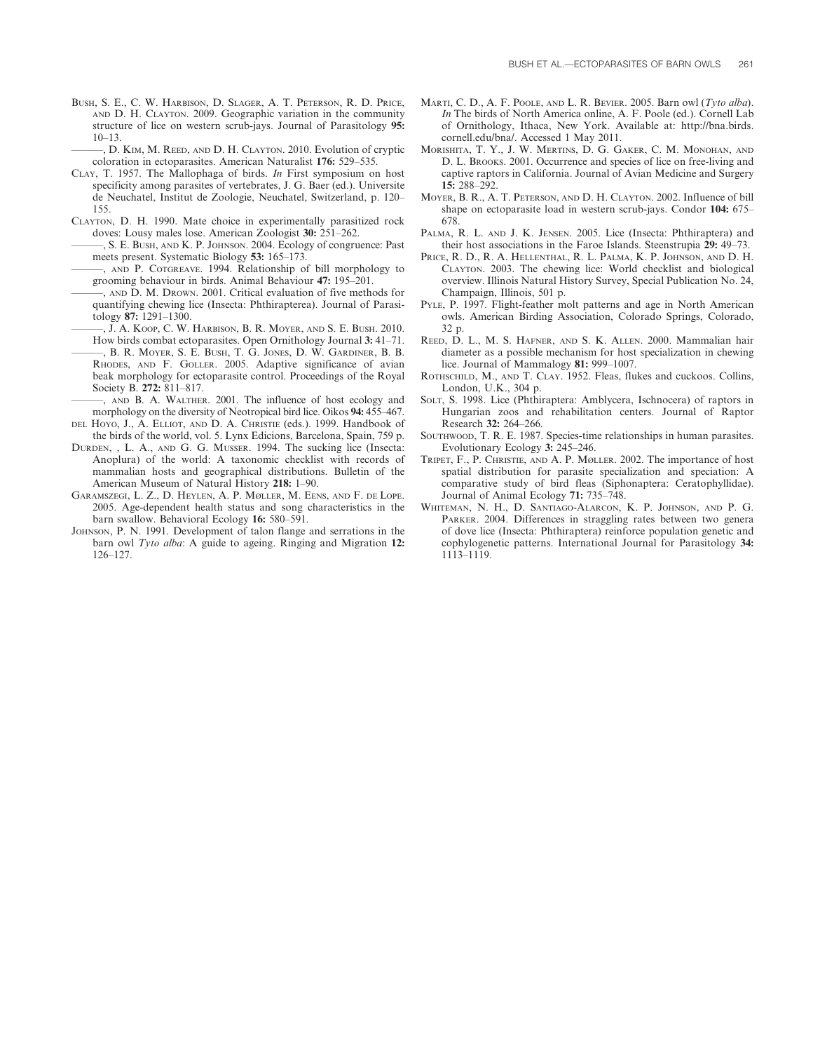Bush, S. E., C. W. Harbison, D. Slager, A. T. Peterson, R. D. Price, and D. H. Clayton. 2009. Geographic variation in the community structure of lice on western scrub-jays. Journal of Parasitology **95:** 10–13.

———, D. Kim, M. Reed, and D. H. Clayton. 2010. Evolution of cryptic coloration in ectoparasites. American Naturalist **176:** 529–535.

Clay, T. 1957. The Mallophaga of birds. *In* First symposium on host specificity among parasites of vertebrates, J. G. Baer (ed.). Universite de Neuchatel, Institut de Zoologie, Neuchatel, Switzerland, p. 120–155.

Clayton, D. H. 1990. Mate choice in experimentally parasitized rock doves: Lousy males lose. American Zoologist **30:** 251–262.

———, S. E. Bush, and K. P. Johnson. 2004. Ecology of congruence: Past meets present. Systematic Biology **53:** 165–173.

———, and P. Cotgreave. 1994. Relationship of bill morphology to grooming behaviour in birds. Animal Behaviour **47:** 195–201.

———, and D. M. Drown. 2001. Critical evaluation of five methods for quantifying chewing lice (Insecta: Phthirapterea). Journal of Parasitology **87:** 1291–1300.

———, J. A. Koop, C. W. Harbison, B. R. Moyer, and S. E. Bush. 2010. How birds combat ectoparasites. Open Ornithology Journal **3:** 41–71.

———, B. R. Moyer, S. E. Bush, T. G. Jones, D. W. Gardiner, B. B. Rhodes, and F. Goller. 2005. Adaptive significance of avian beak morphology for ectoparasite control. Proceedings of the Royal Society B. **272:** 811–817.

———, and B. A. Walther. 2001. The influence of host ecology and morphology on the diversity of Neotropical bird lice. Oikos **94:** 455–467.

del Hoyo, J., A. Elliot, and D. A. Christie (eds.). 1999. Handbook of the birds of the world, vol. 5. Lynx Edicions, Barcelona, Spain, 759 p.

Durden, , L. A., and G. G. Musser. 1994. The sucking lice (Insecta: Anoplura) of the world: A taxonomic checklist with records of mammalian hosts and geographical distributions. Bulletin of the American Museum of Natural History **218:** 1–90.

Garamszegi, L. Z., D. Heylen, A. P. Møller, M. Eens, and F. de Lope. 2005. Age-dependent health status and song characteristics in the barn swallow. Behavioral Ecology **16:** 580–591.

Johnson, P. N. 1991. Development of talon flange and serrations in the barn owl *Tyto alba*: A guide to ageing. Ringing and Migration **12:** 126–127.

Marti, C. D., A. F. Poole, and L. R. Bevier. 2005. Barn owl (*Tyto alba*). *In* The birds of North America online, A. F. Poole (ed.). Cornell Lab of Ornithology, Ithaca, New York. Available at: http://bna.birds.cornell.edu/bna/. Accessed 1 May 2011.

Morishita, T. Y., J. W. Mertins, D. G. Gaker, C. M. Monohan, and D. L. Brooks. 2001. Occurrence and species of lice on free-living and captive raptors in California. Journal of Avian Medicine and Surgery **15:** 288–292.

Moyer, B. R., A. T. Peterson, and D. H. Clayton. 2002. Influence of bill shape on ectoparasite load in western scrub-jays. Condor **104:** 675–678.

Palma, R. L. and J. K. Jensen. 2005. Lice (Insecta: Phthiraptera) and their host associations in the Faroe Islands. Steenstrupia **29:** 49–73.

Price, R. D., R. A. Hellenthal, R. L. Palma, K. P. Johnson, and D. H. Clayton. 2003. The chewing lice: World checklist and biological overview. Illinois Natural History Survey, Special Publication No. 24, Champaign, Illinois, 501 p.

Pyle, P. 1997. Flight-feather molt patterns and age in North American owls. American Birding Association, Colorado Springs, Colorado, 32 p.

Reed, D. L., M. S. Hafner, and S. K. Allen. 2000. Mammalian hair diameter as a possible mechanism for host specialization in chewing lice. Journal of Mammalogy **81:** 999–1007.

Rothschild, M., and T. Clay. 1952. Fleas, flukes and cuckoos. Collins, London, U.K., 304 p.

Solt, S. 1998. Lice (Phthiraptera: Amblycera, Ischnocera) of raptors in Hungarian zoos and rehabilitation centers. Journal of Raptor Research **32:** 264–266.

Southwood, T. R. E. 1987. Species-time relationships in human parasites. Evolutionary Ecology **3:** 245–246.

Tripet, F., P. Christie, and A. P. Møller. 2002. The importance of host spatial distribution for parasite specialization and speciation: A comparative study of bird fleas (Siphonaptera: Ceratophyllidae). Journal of Animal Ecology **71:** 735–748.

Whiteman, N. H., D. Santiago-Alarcon, K. P. Johnson, and P. G. Parker. 2004. Differences in straggling rates between two genera of dove lice (Insecta: Phthiraptera) reinforce population genetic and cophylogenetic patterns. International Journal for Parasitology **34:** 1113–1119.